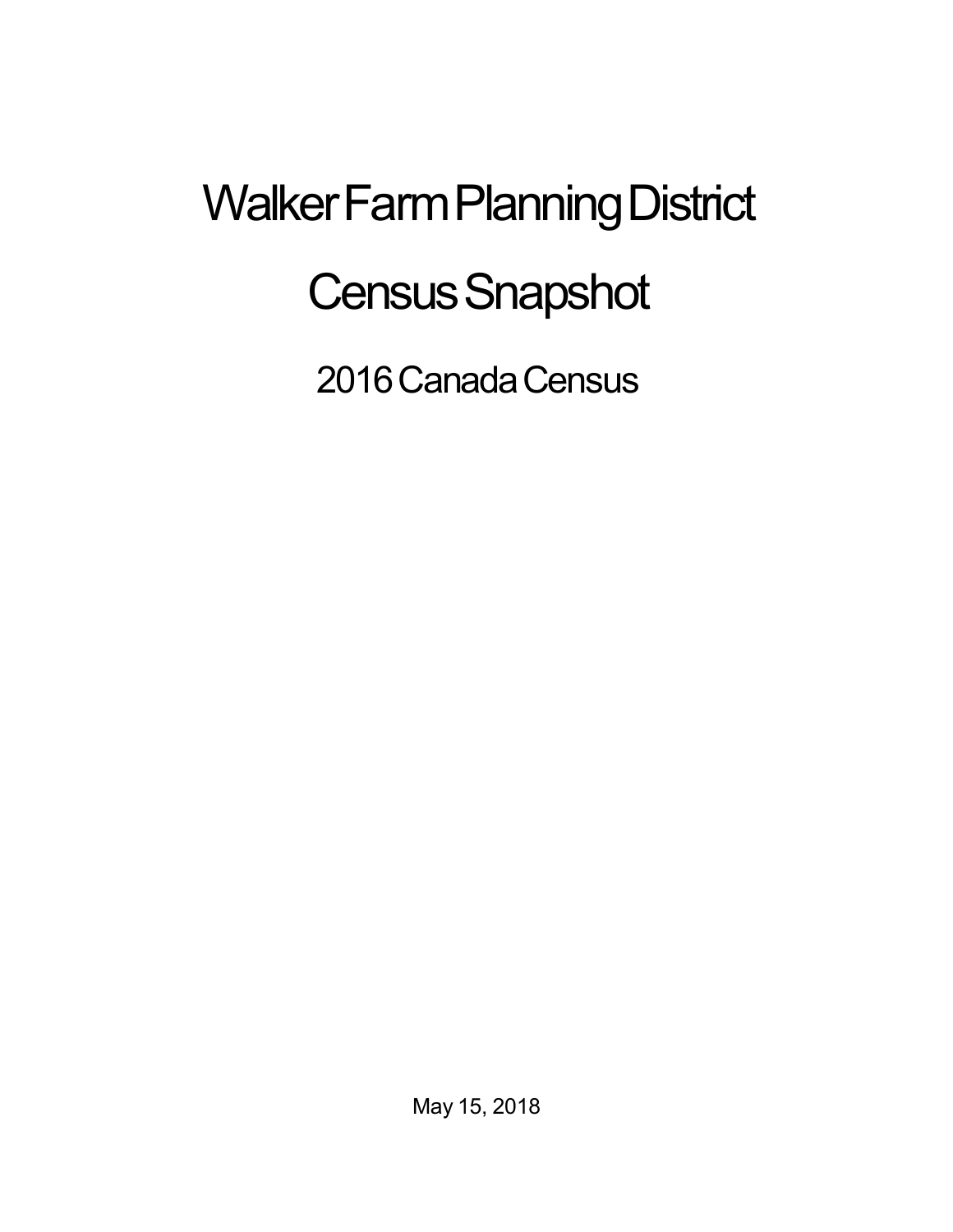# Walker Farm Planning District

# Census Snapshot

## 2016 Canada Census

May 15, 2018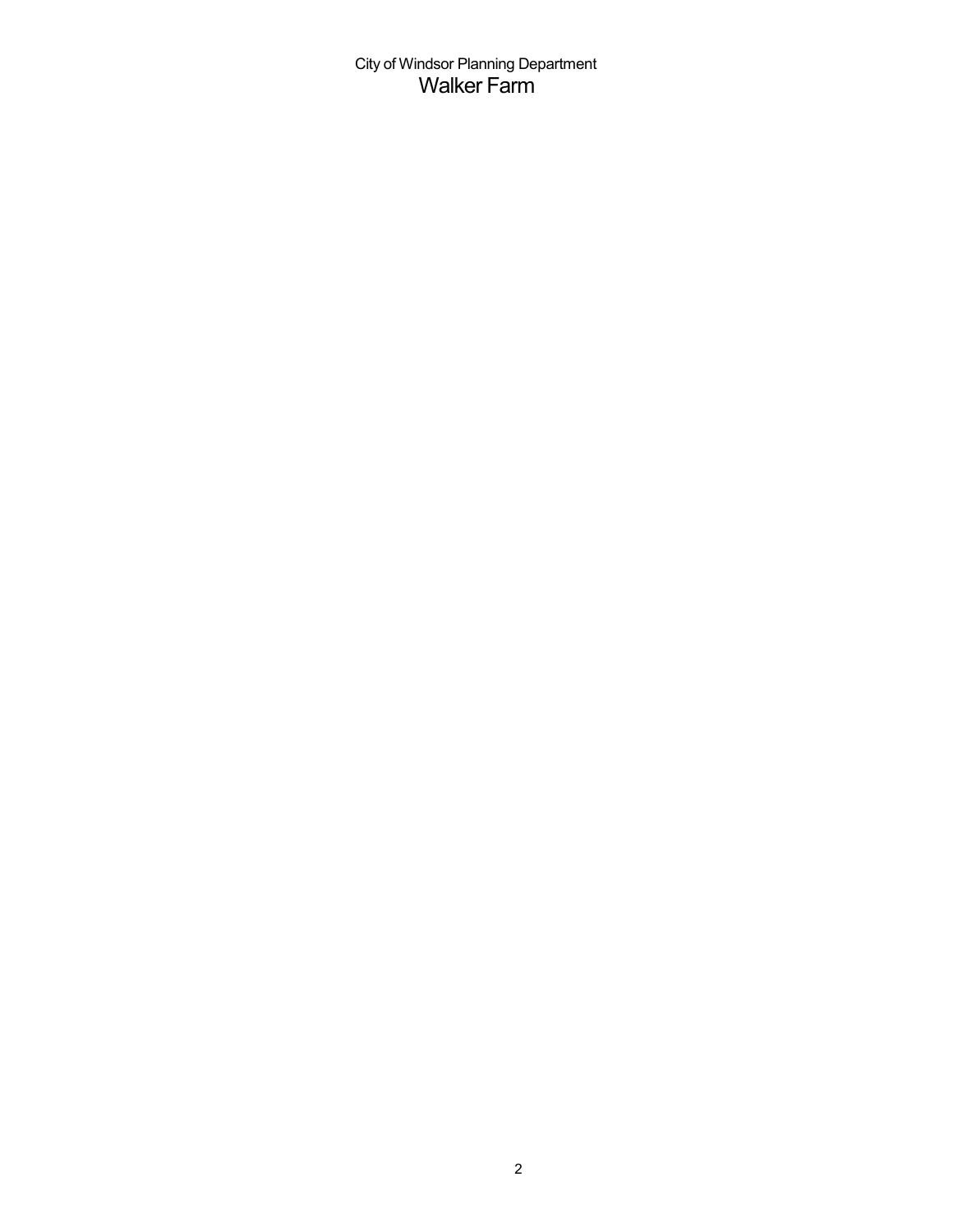City of Windsor Planning Department

# Walker Farm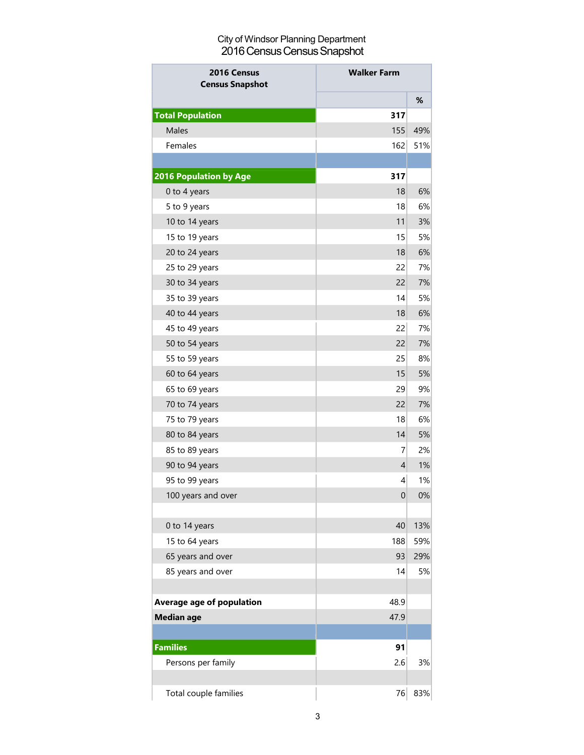City of Windsor Planning Department
2016 Census Census Snapshot

| 2016 Census Census Snapshot | Walker Farm | |
|---|---|---|
| | | % |
| **Total Population** | **317** | |
| Males | 155 | 49% |
| Females | 162 | 51% |
| | | |
| **2016 Population by Age** | **317** | |
| 0 to 4 years | 18 | 6% |
| 5 to 9 years | 18 | 6% |
| 10 to 14 years | 11 | 3% |
| 15 to 19 years | 15 | 5% |
| 20 to 24 years | 18 | 6% |
| 25 to 29 years | 22 | 7% |
| 30 to 34 years | 22 | 7% |
| 35 to 39 years | 14 | 5% |
| 40 to 44 years | 18 | 6% |
| 45 to 49 years | 22 | 7% |
| 50 to 54 years | 22 | 7% |
| 55 to 59 years | 25 | 8% |
| 60 to 64 years | 15 | 5% |
| 65 to 69 years | 29 | 9% |
| 70 to 74 years | 22 | 7% |
| 75 to 79 years | 18 | 6% |
| 80 to 84 years | 14 | 5% |
| 85 to 89 years | 7 | 2% |
| 90 to 94 years | 4 | 1% |
| 95 to 99 years | 4 | 1% |
| 100 years and over | 0 | 0% |
| | | |
| 0 to 14 years | 40 | 13% |
| 15 to 64 years | 188 | 59% |
| 65 years and over | 93 | 29% |
| 85 years and over | 14 | 5% |
| | | |
| **Average age of population** | 48.9 | |
| **Median age** | 47.9 | |
| | | |
| **Families** | **91** | |
| Persons per family | 2.6 | 3% |
| | | |
| Total couple families | 76 | 83% |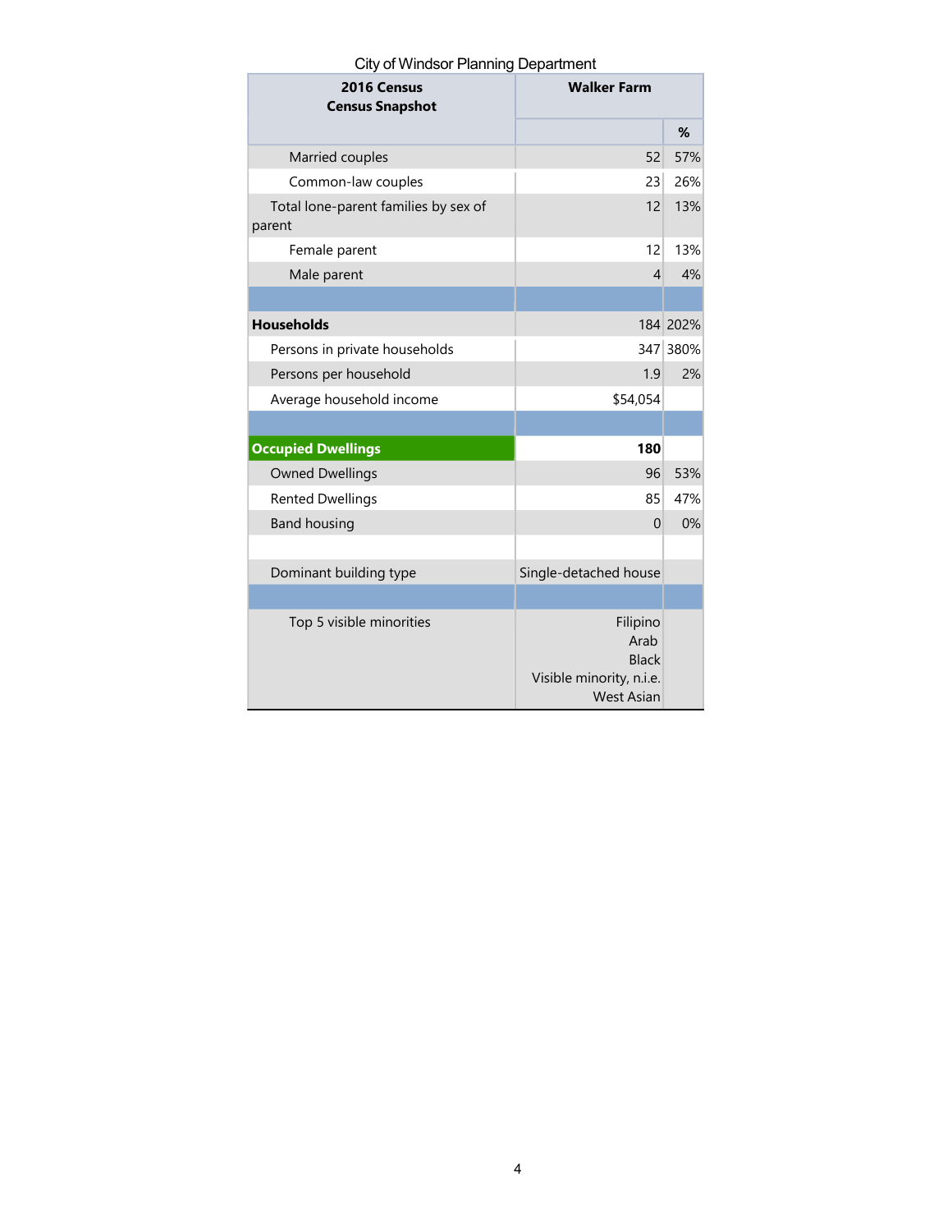City of Windsor Planning Department

| 2016 Census Census Snapshot | Walker Farm | % |
|---|---|---|
| Married couples | 52 | 57% |
| Common-law couples | 23 | 26% |
| Total lone-parent families by sex of parent | 12 | 13% |
| Female parent | 12 | 13% |
| Male parent | 4 | 4% |
| | | |
| **Households** | 184 | 202% |
| Persons in private households | 347 | 380% |
| Persons per household | 1.9 | 2% |
| Average household income | $54,054 | |
| | | |
| **Occupied Dwellings** | **180** | |
| Owned Dwellings | 96 | 53% |
| Rented Dwellings | 85 | 47% |
| Band housing | 0 | 0% |
| | | |
| Dominant building type | Single-detached house | |
| | | |
| Top 5 visible minorities | Filipino<br>Arab<br>Black<br>Visible minority, n.i.e.<br>West Asian | |